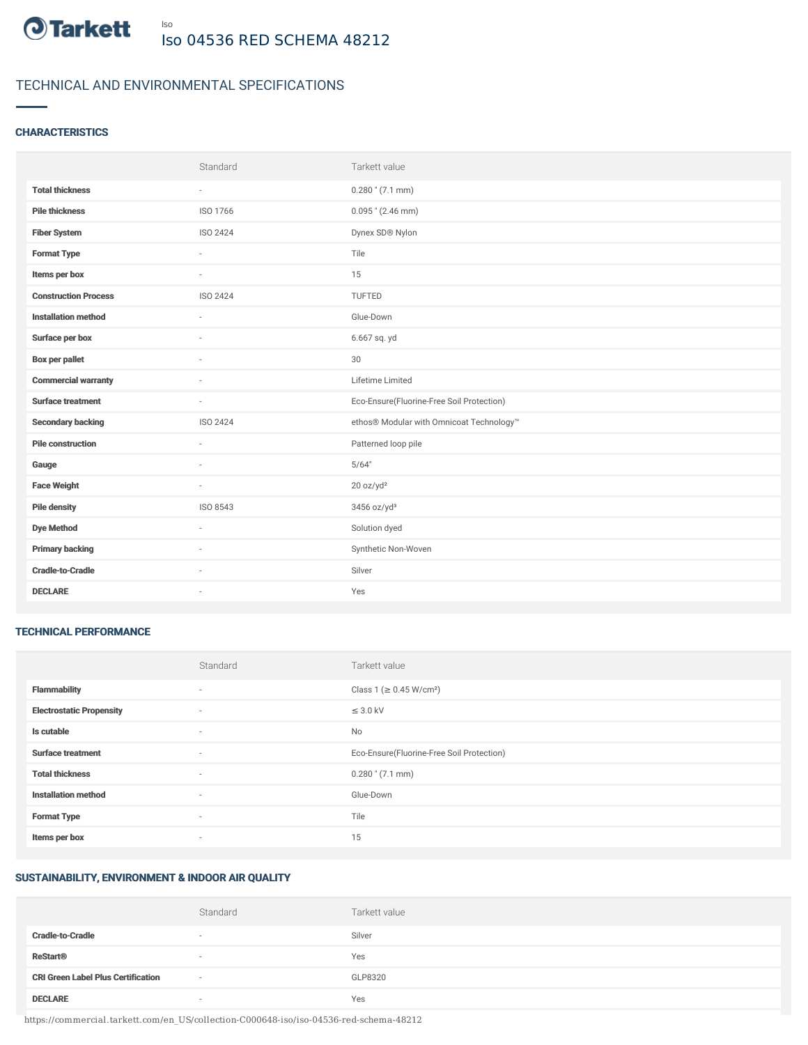Tarkett

Iso

# Iso 04536 RED SCHEMA 48212

## TECHNICAL AND ENVIRONMENTAL SPECIFICATIONS

### CHARACTERISTICS

| | Standard | Tarkett value |
|---|---|---|
| **Total thickness** | - | 0.280 " (7.1 mm) |
| **Pile thickness** | ISO 1766 | 0.095 " (2.46 mm) |
| **Fiber System** | ISO 2424 | Dynex SD® Nylon |
| **Format Type** | - | Tile |
| **Items per box** | - | 15 |
| **Construction Process** | ISO 2424 | TUFTED |
| **Installation method** | - | Glue-Down |
| **Surface per box** | - | 6.667 sq. yd |
| **Box per pallet** | - | 30 |
| **Commercial warranty** | - | Lifetime Limited |
| **Surface treatment** | - | Eco-Ensure(Fluorine-Free Soil Protection) |
| **Secondary backing** | ISO 2424 | ethos® Modular with Omnicoat Technology™ |
| **Pile construction** | - | Patterned loop pile |
| **Gauge** | - | 5/64" |
| **Face Weight** | - | 20 oz/yd² |
| **Pile density** | ISO 8543 | 3456 oz/yd³ |
| **Dye Method** | - | Solution dyed |
| **Primary backing** | - | Synthetic Non-Woven |
| **Cradle-to-Cradle** | - | Silver |
| **DECLARE** | - | Yes |

### TECHNICAL PERFORMANCE

| | Standard | Tarkett value |
|---|---|---|
| **Flammability** | - | Class 1 (≥ 0.45 W/cm²) |
| **Electrostatic Propensity** | - | ≤ 3.0 kV |
| **Is cutable** | - | No |
| **Surface treatment** | - | Eco-Ensure(Fluorine-Free Soil Protection) |
| **Total thickness** | - | 0.280 " (7.1 mm) |
| **Installation method** | - | Glue-Down |
| **Format Type** | - | Tile |
| **Items per box** | - | 15 |

### SUSTAINABILITY, ENVIRONMENT & INDOOR AIR QUALITY

| | Standard | Tarkett value |
|---|---|---|
| **Cradle-to-Cradle** | - | Silver |
| **ReStart®** | - | Yes |
| **CRI Green Label Plus Certification** | - | GLP8320 |
| **DECLARE** | - | Yes |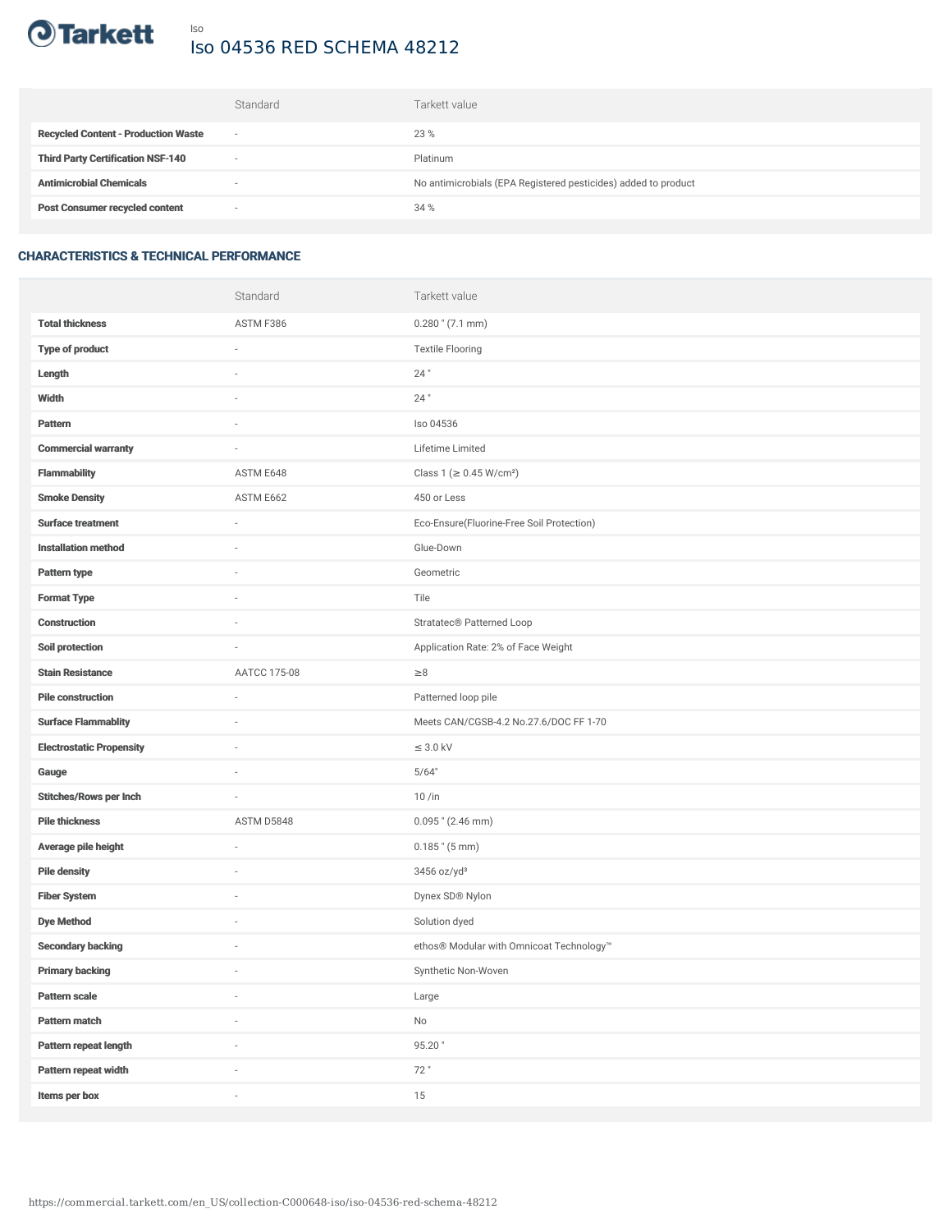Iso

# Iso 04536 RED SCHEMA 48212

| | Standard | Tarkett value |
|---|---|---|
| **Recycled Content - Production Waste** | - | 23 % |
| **Third Party Certification NSF-140** | - | Platinum |
| **Antimicrobial Chemicals** | - | No antimicrobials (EPA Registered pesticides) added to product |
| **Post Consumer recycled content** | - | 34 % |

## CHARACTERISTICS & TECHNICAL PERFORMANCE

| | Standard | Tarkett value |
|---|---|---|
| **Total thickness** | ASTM F386 | 0.280 " (7.1 mm) |
| **Type of product** | - | Textile Flooring |
| **Length** | - | 24 " |
| **Width** | - | 24 " |
| **Pattern** | - | Iso 04536 |
| **Commercial warranty** | - | Lifetime Limited |
| **Flammability** | ASTM E648 | Class 1 (≥ 0.45 W/cm²) |
| **Smoke Density** | ASTM E662 | 450 or Less |
| **Surface treatment** | - | Eco-Ensure(Fluorine-Free Soil Protection) |
| **Installation method** | - | Glue-Down |
| **Pattern type** | - | Geometric |
| **Format Type** | - | Tile |
| **Construction** | - | Stratatec® Patterned Loop |
| **Soil protection** | - | Application Rate: 2% of Face Weight |
| **Stain Resistance** | AATCC 175-08 | ≥8 |
| **Pile construction** | - | Patterned loop pile |
| **Surface Flammablity** | - | Meets CAN/CGSB-4.2 No.27.6/DOC FF 1-70 |
| **Electrostatic Propensity** | - | ≤ 3.0 kV |
| **Gauge** | - | 5/64" |
| **Stitches/Rows per Inch** | - | 10 /in |
| **Pile thickness** | ASTM D5848 | 0.095 " (2.46 mm) |
| **Average pile height** | - | 0.185 " (5 mm) |
| **Pile density** | - | 3456 oz/yd³ |
| **Fiber System** | - | Dynex SD® Nylon |
| **Dye Method** | - | Solution dyed |
| **Secondary backing** | - | ethos® Modular with Omnicoat Technology™ |
| **Primary backing** | - | Synthetic Non-Woven |
| **Pattern scale** | - | Large |
| **Pattern match** | - | No |
| **Pattern repeat length** | - | 95.20 " |
| **Pattern repeat width** | - | 72 " |
| **Items per box** | - | 15 |